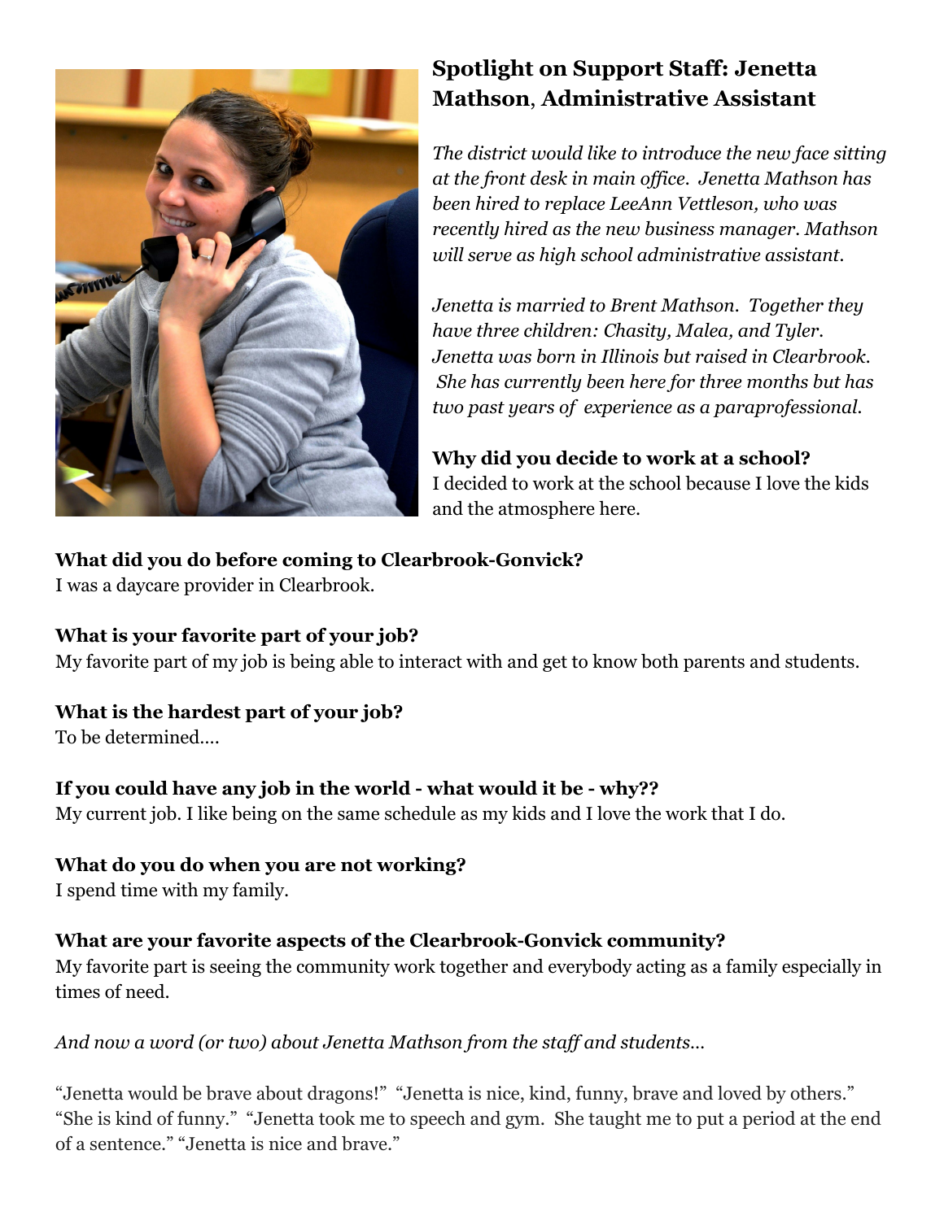## Spotlight on Support Staff: Jenetta Mathson, Administrative Assistant

*The district would like to introduce the new face sitting at the front desk in main office. Jenetta Mathson has been hired to replace LeeAnn Vettleson, who was recently hired as the new business manager. Mathson will serve as high school administrative assistant.*

*Jenetta is married to Brent Mathson. Together they have three children: Chasity, Malea, and Tyler. Jenetta was born in Illinois but raised in Clearbrook. She has currently been here for three months but has two past years of experience as a paraprofessional.*

**Why did you decide to work at a school?**
I decided to work at the school because I love the kids and the atmosphere here.

**What did you do before coming to Clearbrook-Gonvick?**
I was a daycare provider in Clearbrook.

**What is your favorite part of your job?**
My favorite part of my job is being able to interact with and get to know both parents and students.

**What is the hardest part of your job?**
To be determined....

**If you could have any job in the world - what would it be - why??**
My current job. I like being on the same schedule as my kids and I love the work that I do.

**What do you do when you are not working?**
I spend time with my family.

**What are your favorite aspects of the Clearbrook-Gonvick community?**
My favorite part is seeing the community work together and everybody acting as a family especially in times of need.

*And now a word (or two) about Jenetta Mathson from the staff and students...*

"Jenetta would be brave about dragons!" "Jenetta is nice, kind, funny, brave and loved by others." "She is kind of funny." "Jenetta took me to speech and gym. She taught me to put a period at the end of a sentence." "Jenetta is nice and brave."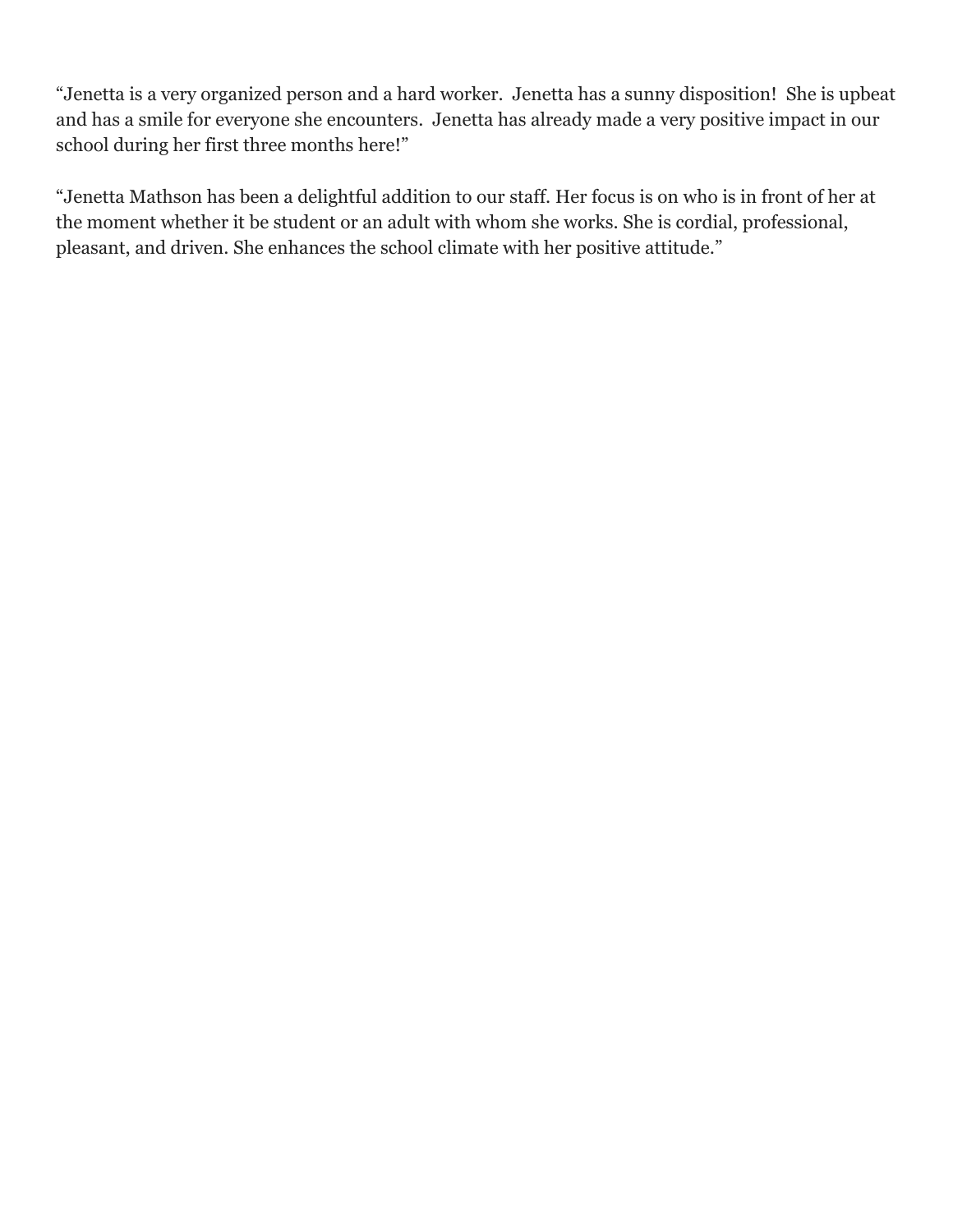"Jenetta is a very organized person and a hard worker. Jenetta has a sunny disposition! She is upbeat and has a smile for everyone she encounters. Jenetta has already made a very positive impact in our school during her first three months here!"

"Jenetta Mathson has been a delightful addition to our staff. Her focus is on who is in front of her at the moment whether it be student or an adult with whom she works. She is cordial, professional, pleasant, and driven. She enhances the school climate with her positive attitude."